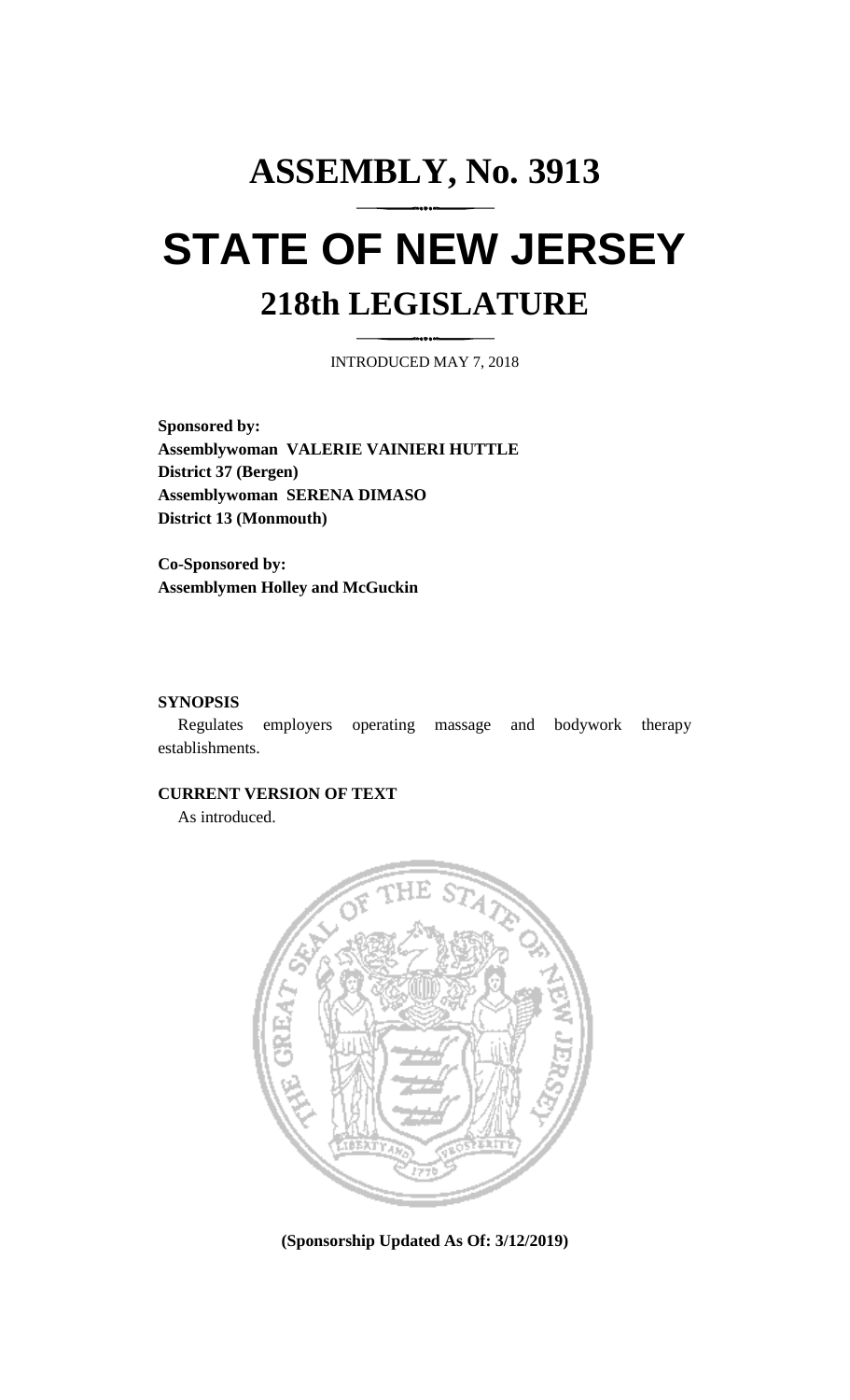# ASSEMBLY, No. 3913

# STATE OF NEW JERSEY

## 218th LEGISLATURE

INTRODUCED MAY 7, 2018

**Sponsored by:**
**Assemblywoman VALERIE VAINIERI HUTTLE**
**District 37 (Bergen)**
**Assemblywoman SERENA DIMASO**
**District 13 (Monmouth)**

**Co-Sponsored by:**
**Assemblymen Holley and McGuckin**

**SYNOPSIS**

Regulates employers operating massage and bodywork therapy establishments.

**CURRENT VERSION OF TEXT**

As introduced.

**(Sponsorship Updated As Of: 3/12/2019)**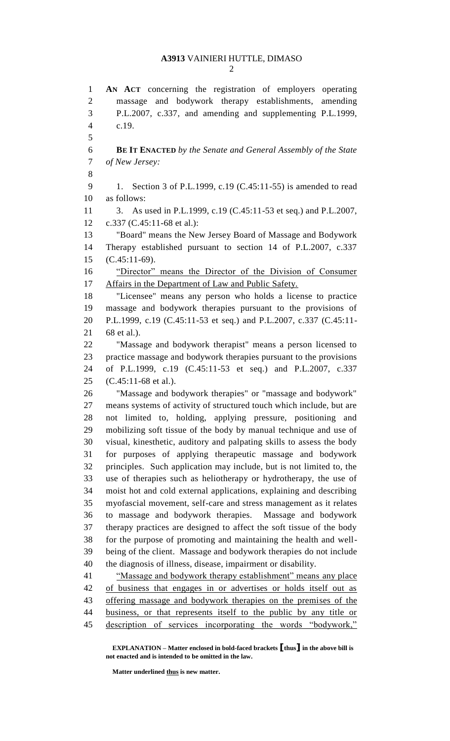AN ACT concerning the registration of employers operating massage and bodywork therapy establishments, amending P.L.2007, c.337, and amending and supplementing P.L.1999, c.19.

**BE IT ENACTED** *by the Senate and General Assembly of the State of New Jersey:*

1. Section 3 of P.L.1999, c.19 (C.45:11-55) is amended to read as follows:

3. As used in P.L.1999, c.19 (C.45:11-53 et seq.) and P.L.2007, c.337 (C.45:11-68 et al.):

"Board" means the New Jersey Board of Massage and Bodywork Therapy established pursuant to section 14 of P.L.2007, c.337 (C.45:11-69).

<u>"Director" means the Director of the Division of Consumer Affairs in the Department of Law and Public Safety.</u>

"Licensee" means any person who holds a license to practice massage and bodywork therapies pursuant to the provisions of P.L.1999, c.19 (C.45:11-53 et seq.) and P.L.2007, c.337 (C.45:11-68 et al.).

"Massage and bodywork therapist" means a person licensed to practice massage and bodywork therapies pursuant to the provisions of P.L.1999, c.19 (C.45:11-53 et seq.) and P.L.2007, c.337 (C.45:11-68 et al.).

"Massage and bodywork therapies" or "massage and bodywork" means systems of activity of structured touch which include, but are not limited to, holding, applying pressure, positioning and mobilizing soft tissue of the body by manual technique and use of visual, kinesthetic, auditory and palpating skills to assess the body for purposes of applying therapeutic massage and bodywork principles. Such application may include, but is not limited to, the use of therapies such as heliotherapy or hydrotherapy, the use of moist hot and cold external applications, explaining and describing myofascial movement, self-care and stress management as it relates to massage and bodywork therapies. Massage and bodywork therapy practices are designed to affect the soft tissue of the body for the purpose of promoting and maintaining the health and well-being of the client. Massage and bodywork therapies do not include the diagnosis of illness, disease, impairment or disability.

<u>"Massage and bodywork therapy establishment" means any place of business that engages in or advertises or holds itself out as offering massage and bodywork therapies on the premises of the business, or that represents itself to the public by any title or description of services incorporating the words "bodywork,"</u>

**EXPLANATION – Matter enclosed in bold-faced brackets [thus] in the above bill is not enacted and is intended to be omitted in the law.**

**Matter underlined <u>thus</u> is new matter.**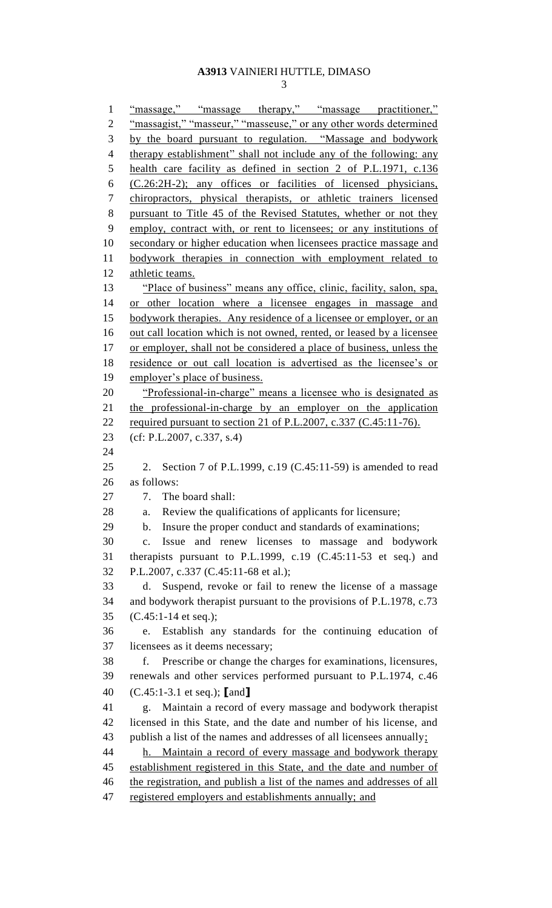"massage," "massage therapy," "massage practitioner," "massagist," "masseur," "masseuse," or any other words determined by the board pursuant to regulation. "Massage and bodywork therapy establishment" shall not include any of the following: any health care facility as defined in section 2 of P.L.1971, c.136 (C.26:2H-2); any offices or facilities of licensed physicians, chiropractors, physical therapists, or athletic trainers licensed pursuant to Title 45 of the Revised Statutes, whether or not they employ, contract with, or rent to licensees; or any institutions of secondary or higher education when licensees practice massage and bodywork therapies in connection with employment related to athletic teams.

"Place of business" means any office, clinic, facility, salon, spa, or other location where a licensee engages in massage and bodywork therapies. Any residence of a licensee or employer, or an out call location which is not owned, rented, or leased by a licensee or employer, shall not be considered a place of business, unless the residence or out call location is advertised as the licensee's or employer's place of business.

"Professional-in-charge" means a licensee who is designated as the professional-in-charge by an employer on the application required pursuant to section 21 of P.L.2007, c.337 (C.45:11-76).

(cf: P.L.2007, c.337, s.4)

2. Section 7 of P.L.1999, c.19 (C.45:11-59) is amended to read as follows:

7. The board shall:

a. Review the qualifications of applicants for licensure;

b. Insure the proper conduct and standards of examinations;

c. Issue and renew licenses to massage and bodywork therapists pursuant to P.L.1999, c.19 (C.45:11-53 et seq.) and P.L.2007, c.337 (C.45:11-68 et al.);

d. Suspend, revoke or fail to renew the license of a massage and bodywork therapist pursuant to the provisions of P.L.1978, c.73 (C.45:1-14 et seq.);

e. Establish any standards for the continuing education of licensees as it deems necessary;

f. Prescribe or change the charges for examinations, licensures, renewals and other services performed pursuant to P.L.1974, c.46 (C.45:1-3.1 et seq.); [and]

g. Maintain a record of every massage and bodywork therapist licensed in this State, and the date and number of his license, and publish a list of the names and addresses of all licensees annually;

h. Maintain a record of every massage and bodywork therapy establishment registered in this State, and the date and number of the registration, and publish a list of the names and addresses of all registered employers and establishments annually; and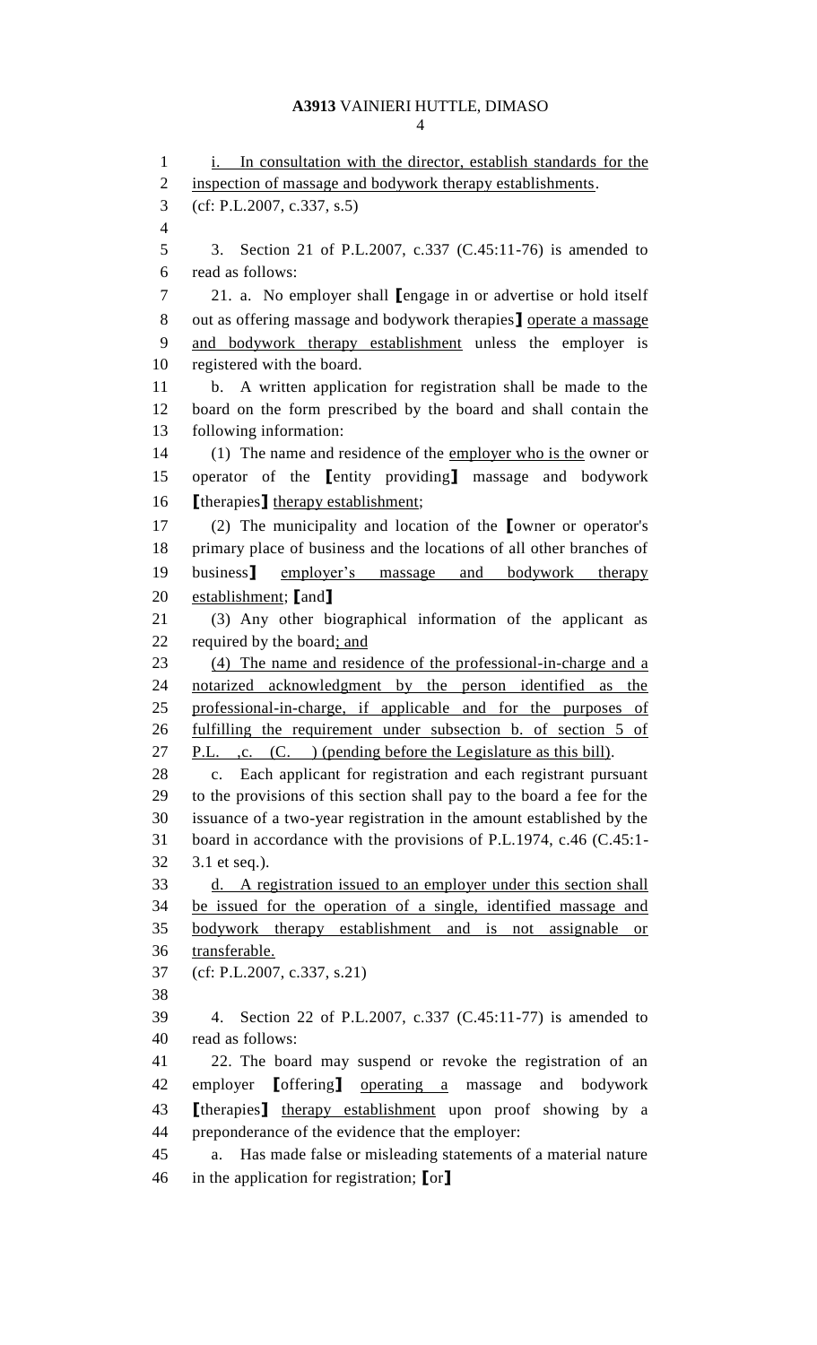i. In consultation with the director, establish standards for the inspection of massage and bodywork therapy establishments.

(cf: P.L.2007, c.337, s.5)

3. Section 21 of P.L.2007, c.337 (C.45:11-76) is amended to read as follows:

21. a. No employer shall [engage in or advertise or hold itself out as offering massage and bodywork therapies] operate a massage and bodywork therapy establishment unless the employer is registered with the board.

b. A written application for registration shall be made to the board on the form prescribed by the board and shall contain the following information:

(1) The name and residence of the employer who is the owner or operator of the [entity providing] massage and bodywork [therapies] therapy establishment;

(2) The municipality and location of the [owner or operator's primary place of business and the locations of all other branches of business] employer's massage and bodywork therapy establishment; [and]

(3) Any other biographical information of the applicant as required by the board; and

(4) The name and residence of the professional-in-charge and a notarized acknowledgment by the person identified as the professional-in-charge, if applicable and for the purposes of fulfilling the requirement under subsection b. of section 5 of P.L. ,c. (C. ) (pending before the Legislature as this bill).

c. Each applicant for registration and each registrant pursuant to the provisions of this section shall pay to the board a fee for the issuance of a two-year registration in the amount established by the board in accordance with the provisions of P.L.1974, c.46 (C.45:1-3.1 et seq.).

d. A registration issued to an employer under this section shall be issued for the operation of a single, identified massage and bodywork therapy establishment and is not assignable or transferable.

(cf: P.L.2007, c.337, s.21)

4. Section 22 of P.L.2007, c.337 (C.45:11-77) is amended to read as follows:

22. The board may suspend or revoke the registration of an employer [offering] operating a massage and bodywork [therapies] therapy establishment upon proof showing by a preponderance of the evidence that the employer:

a. Has made false or misleading statements of a material nature in the application for registration; [or]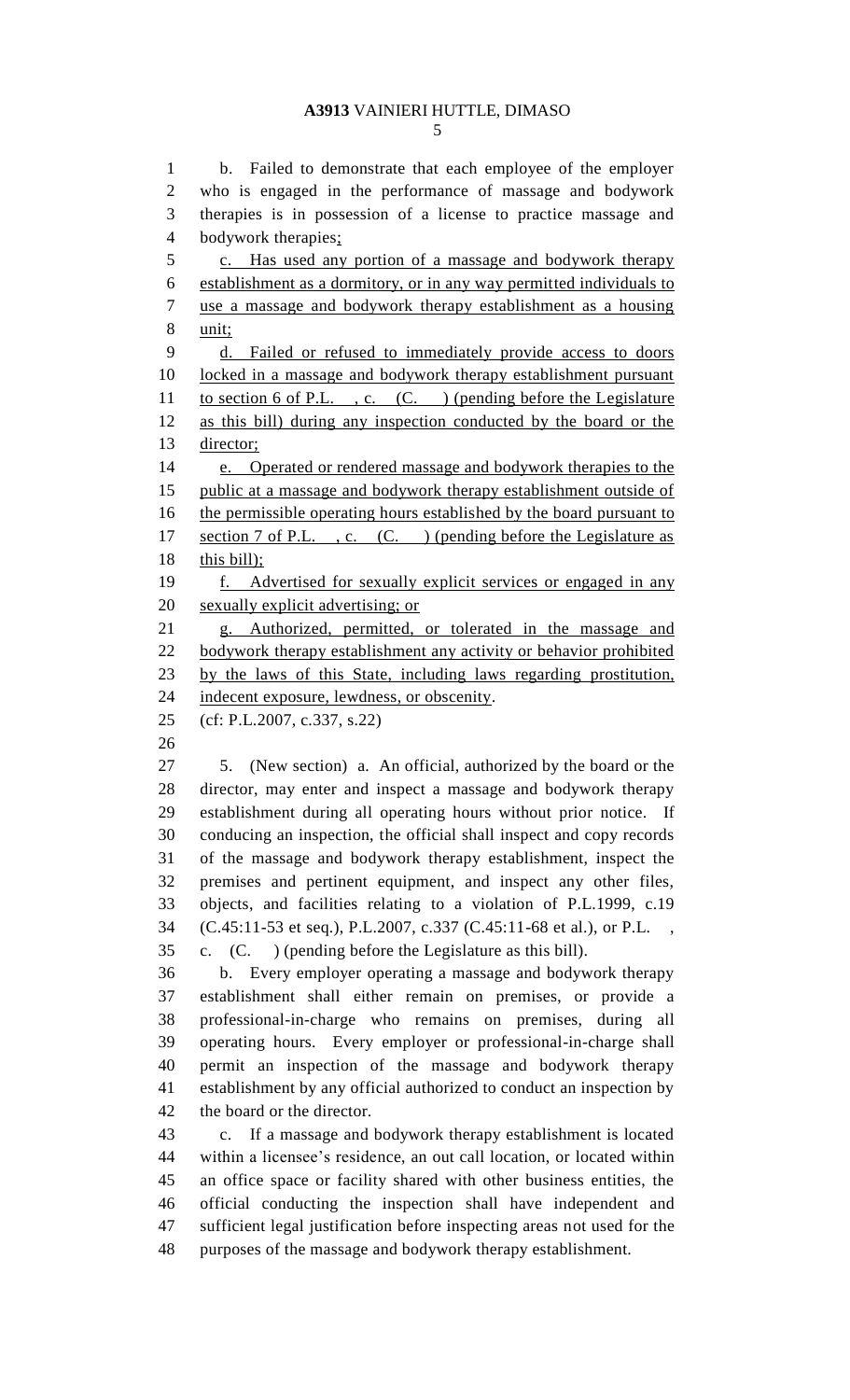b. Failed to demonstrate that each employee of the employer who is engaged in the performance of massage and bodywork therapies is in possession of a license to practice massage and bodywork therapies;

c. Has used any portion of a massage and bodywork therapy establishment as a dormitory, or in any way permitted individuals to use a massage and bodywork therapy establishment as a housing unit;

d. Failed or refused to immediately provide access to doors locked in a massage and bodywork therapy establishment pursuant to section 6 of P.L. , c. (C. ) (pending before the Legislature as this bill) during any inspection conducted by the board or the director;

e. Operated or rendered massage and bodywork therapies to the public at a massage and bodywork therapy establishment outside of the permissible operating hours established by the board pursuant to section 7 of P.L. , c. (C. ) (pending before the Legislature as this bill);

f. Advertised for sexually explicit services or engaged in any sexually explicit advertising; or

g. Authorized, permitted, or tolerated in the massage and bodywork therapy establishment any activity or behavior prohibited by the laws of this State, including laws regarding prostitution, indecent exposure, lewdness, or obscenity.

(cf: P.L.2007, c.337, s.22)

5. (New section) a. An official, authorized by the board or the director, may enter and inspect a massage and bodywork therapy establishment during all operating hours without prior notice. If conducing an inspection, the official shall inspect and copy records of the massage and bodywork therapy establishment, inspect the premises and pertinent equipment, and inspect any other files, objects, and facilities relating to a violation of P.L.1999, c.19 (C.45:11-53 et seq.), P.L.2007, c.337 (C.45:11-68 et al.), or P.L. , c. (C. ) (pending before the Legislature as this bill).

b. Every employer operating a massage and bodywork therapy establishment shall either remain on premises, or provide a professional-in-charge who remains on premises, during all operating hours. Every employer or professional-in-charge shall permit an inspection of the massage and bodywork therapy establishment by any official authorized to conduct an inspection by the board or the director.

c. If a massage and bodywork therapy establishment is located within a licensee's residence, an out call location, or located within an office space or facility shared with other business entities, the official conducting the inspection shall have independent and sufficient legal justification before inspecting areas not used for the purposes of the massage and bodywork therapy establishment.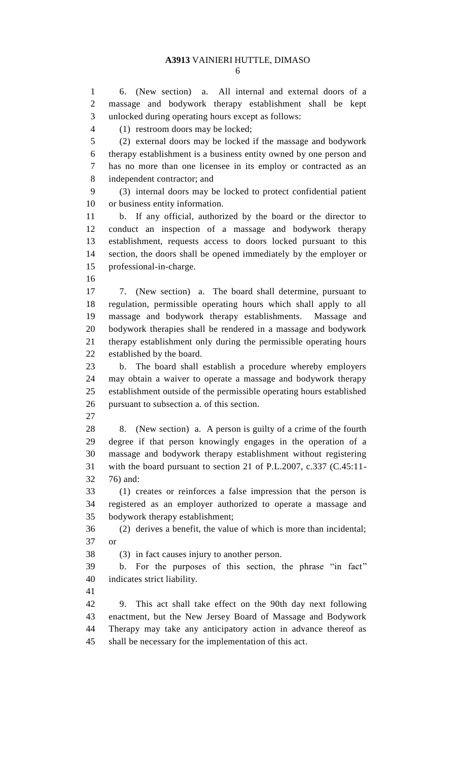6. (New section) a. All internal and external doors of a massage and bodywork therapy establishment shall be kept unlocked during operating hours except as follows:

(1) restroom doors may be locked;

(2) external doors may be locked if the massage and bodywork therapy establishment is a business entity owned by one person and has no more than one licensee in its employ or contracted as an independent contractor; and

(3) internal doors may be locked to protect confidential patient or business entity information.

b. If any official, authorized by the board or the director to conduct an inspection of a massage and bodywork therapy establishment, requests access to doors locked pursuant to this section, the doors shall be opened immediately by the employer or professional-in-charge.

7. (New section) a. The board shall determine, pursuant to regulation, permissible operating hours which shall apply to all massage and bodywork therapy establishments. Massage and bodywork therapies shall be rendered in a massage and bodywork therapy establishment only during the permissible operating hours established by the board.

b. The board shall establish a procedure whereby employers may obtain a waiver to operate a massage and bodywork therapy establishment outside of the permissible operating hours established pursuant to subsection a. of this section.

8. (New section) a. A person is guilty of a crime of the fourth degree if that person knowingly engages in the operation of a massage and bodywork therapy establishment without registering with the board pursuant to section 21 of P.L.2007, c.337 (C.45:11-76) and:

(1) creates or reinforces a false impression that the person is registered as an employer authorized to operate a massage and bodywork therapy establishment;

(2) derives a benefit, the value of which is more than incidental; or

(3) in fact causes injury to another person.

b. For the purposes of this section, the phrase "in fact" indicates strict liability.

9. This act shall take effect on the 90th day next following enactment, but the New Jersey Board of Massage and Bodywork Therapy may take any anticipatory action in advance thereof as shall be necessary for the implementation of this act.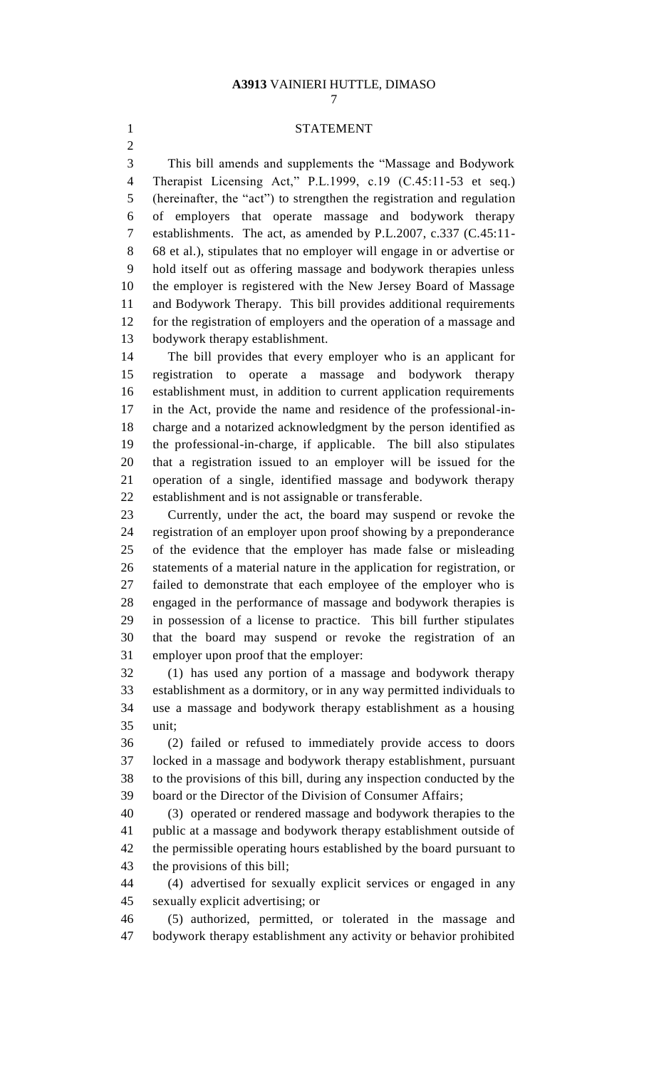# STATEMENT

This bill amends and supplements the "Massage and Bodywork Therapist Licensing Act," P.L.1999, c.19 (C.45:11-53 et seq.) (hereinafter, the "act") to strengthen the registration and regulation of employers that operate massage and bodywork therapy establishments. The act, as amended by P.L.2007, c.337 (C.45:11-68 et al.), stipulates that no employer will engage in or advertise or hold itself out as offering massage and bodywork therapies unless the employer is registered with the New Jersey Board of Massage and Bodywork Therapy. This bill provides additional requirements for the registration of employers and the operation of a massage and bodywork therapy establishment.

The bill provides that every employer who is an applicant for registration to operate a massage and bodywork therapy establishment must, in addition to current application requirements in the Act, provide the name and residence of the professional-in-charge and a notarized acknowledgment by the person identified as the professional-in-charge, if applicable. The bill also stipulates that a registration issued to an employer will be issued for the operation of a single, identified massage and bodywork therapy establishment and is not assignable or transferable.

Currently, under the act, the board may suspend or revoke the registration of an employer upon proof showing by a preponderance of the evidence that the employer has made false or misleading statements of a material nature in the application for registration, or failed to demonstrate that each employee of the employer who is engaged in the performance of massage and bodywork therapies is in possession of a license to practice. This bill further stipulates that the board may suspend or revoke the registration of an employer upon proof that the employer:

(1) has used any portion of a massage and bodywork therapy establishment as a dormitory, or in any way permitted individuals to use a massage and bodywork therapy establishment as a housing unit;

(2) failed or refused to immediately provide access to doors locked in a massage and bodywork therapy establishment, pursuant to the provisions of this bill, during any inspection conducted by the board or the Director of the Division of Consumer Affairs;

(3) operated or rendered massage and bodywork therapies to the public at a massage and bodywork therapy establishment outside of the permissible operating hours established by the board pursuant to the provisions of this bill;

(4) advertised for sexually explicit services or engaged in any sexually explicit advertising; or

(5) authorized, permitted, or tolerated in the massage and bodywork therapy establishment any activity or behavior prohibited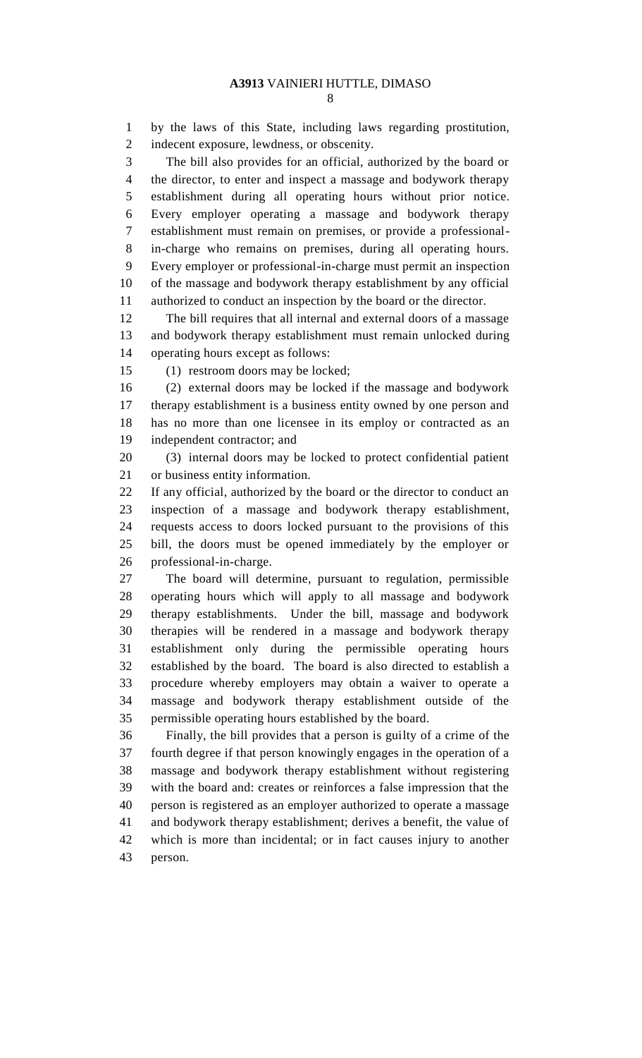by the laws of this State, including laws regarding prostitution, indecent exposure, lewdness, or obscenity.

The bill also provides for an official, authorized by the board or the director, to enter and inspect a massage and bodywork therapy establishment during all operating hours without prior notice. Every employer operating a massage and bodywork therapy establishment must remain on premises, or provide a professional-in-charge who remains on premises, during all operating hours. Every employer or professional-in-charge must permit an inspection of the massage and bodywork therapy establishment by any official authorized to conduct an inspection by the board or the director.

The bill requires that all internal and external doors of a massage and bodywork therapy establishment must remain unlocked during operating hours except as follows:

(1) restroom doors may be locked;

(2) external doors may be locked if the massage and bodywork therapy establishment is a business entity owned by one person and has no more than one licensee in its employ or contracted as an independent contractor; and

(3) internal doors may be locked to protect confidential patient or business entity information.

If any official, authorized by the board or the director to conduct an inspection of a massage and bodywork therapy establishment, requests access to doors locked pursuant to the provisions of this bill, the doors must be opened immediately by the employer or professional-in-charge.

The board will determine, pursuant to regulation, permissible operating hours which will apply to all massage and bodywork therapy establishments. Under the bill, massage and bodywork therapies will be rendered in a massage and bodywork therapy establishment only during the permissible operating hours established by the board. The board is also directed to establish a procedure whereby employers may obtain a waiver to operate a massage and bodywork therapy establishment outside of the permissible operating hours established by the board.

Finally, the bill provides that a person is guilty of a crime of the fourth degree if that person knowingly engages in the operation of a massage and bodywork therapy establishment without registering with the board and: creates or reinforces a false impression that the person is registered as an employer authorized to operate a massage and bodywork therapy establishment; derives a benefit, the value of which is more than incidental; or in fact causes injury to another person.